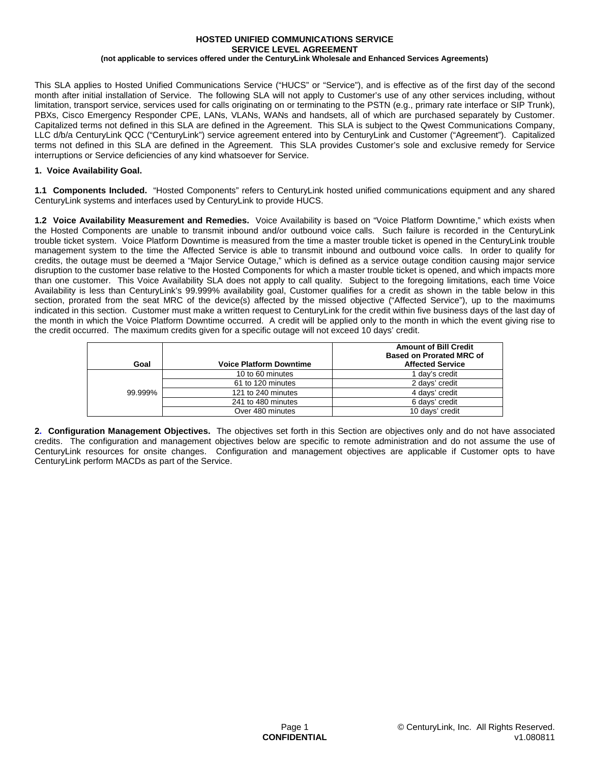**HOSTED UNIFIED COMMUNICATIONS SERVICE**
**SERVICE LEVEL AGREEMENT**
**(not applicable to services offered under the CenturyLink Wholesale and Enhanced Services Agreements)**

This SLA applies to Hosted Unified Communications Service ("HUCS" or "Service"), and is effective as of the first day of the second month after initial installation of Service. The following SLA will not apply to Customer's use of any other services including, without limitation, transport service, services used for calls originating on or terminating to the PSTN (e.g., primary rate interface or SIP Trunk), PBXs, Cisco Emergency Responder CPE, LANs, VLANs, WANs and handsets, all of which are purchased separately by Customer. Capitalized terms not defined in this SLA are defined in the Agreement. This SLA is subject to the Qwest Communications Company, LLC d/b/a CenturyLink QCC ("CenturyLink") service agreement entered into by CenturyLink and Customer ("Agreement"). Capitalized terms not defined in this SLA are defined in the Agreement. This SLA provides Customer's sole and exclusive remedy for Service interruptions or Service deficiencies of any kind whatsoever for Service.

**1. Voice Availability Goal.**

**1.1 Components Included.** "Hosted Components" refers to CenturyLink hosted unified communications equipment and any shared CenturyLink systems and interfaces used by CenturyLink to provide HUCS.

**1.2 Voice Availability Measurement and Remedies.** Voice Availability is based on "Voice Platform Downtime," which exists when the Hosted Components are unable to transmit inbound and/or outbound voice calls. Such failure is recorded in the CenturyLink trouble ticket system. Voice Platform Downtime is measured from the time a master trouble ticket is opened in the CenturyLink trouble management system to the time the Affected Service is able to transmit inbound and outbound voice calls. In order to qualify for credits, the outage must be deemed a "Major Service Outage," which is defined as a service outage condition causing major service disruption to the customer base relative to the Hosted Components for which a master trouble ticket is opened, and which impacts more than one customer. This Voice Availability SLA does not apply to call quality. Subject to the foregoing limitations, each time Voice Availability is less than CenturyLink's 99.999% availability goal, Customer qualifies for a credit as shown in the table below in this section, prorated from the seat MRC of the device(s) affected by the missed objective ("Affected Service"), up to the maximums indicated in this section. Customer must make a written request to CenturyLink for the credit within five business days of the last day of the month in which the Voice Platform Downtime occurred. A credit will be applied only to the month in which the event giving rise to the credit occurred. The maximum credits given for a specific outage will not exceed 10 days' credit.

| Goal | Voice Platform Downtime | Amount of Bill Credit Based on Prorated MRC of Affected Service |
|---|---|---|
| 99.999% | 10 to 60 minutes | 1 day's credit |
| | 61 to 120 minutes | 2 days' credit |
| | 121 to 240 minutes | 4 days' credit |
| | 241 to 480 minutes | 6 days' credit |
| | Over 480 minutes | 10 days' credit |

**2. Configuration Management Objectives.** The objectives set forth in this Section are objectives only and do not have associated credits. The configuration and management objectives below are specific to remote administration and do not assume the use of CenturyLink resources for onsite changes. Configuration and management objectives are applicable if Customer opts to have CenturyLink perform MACDs as part of the Service.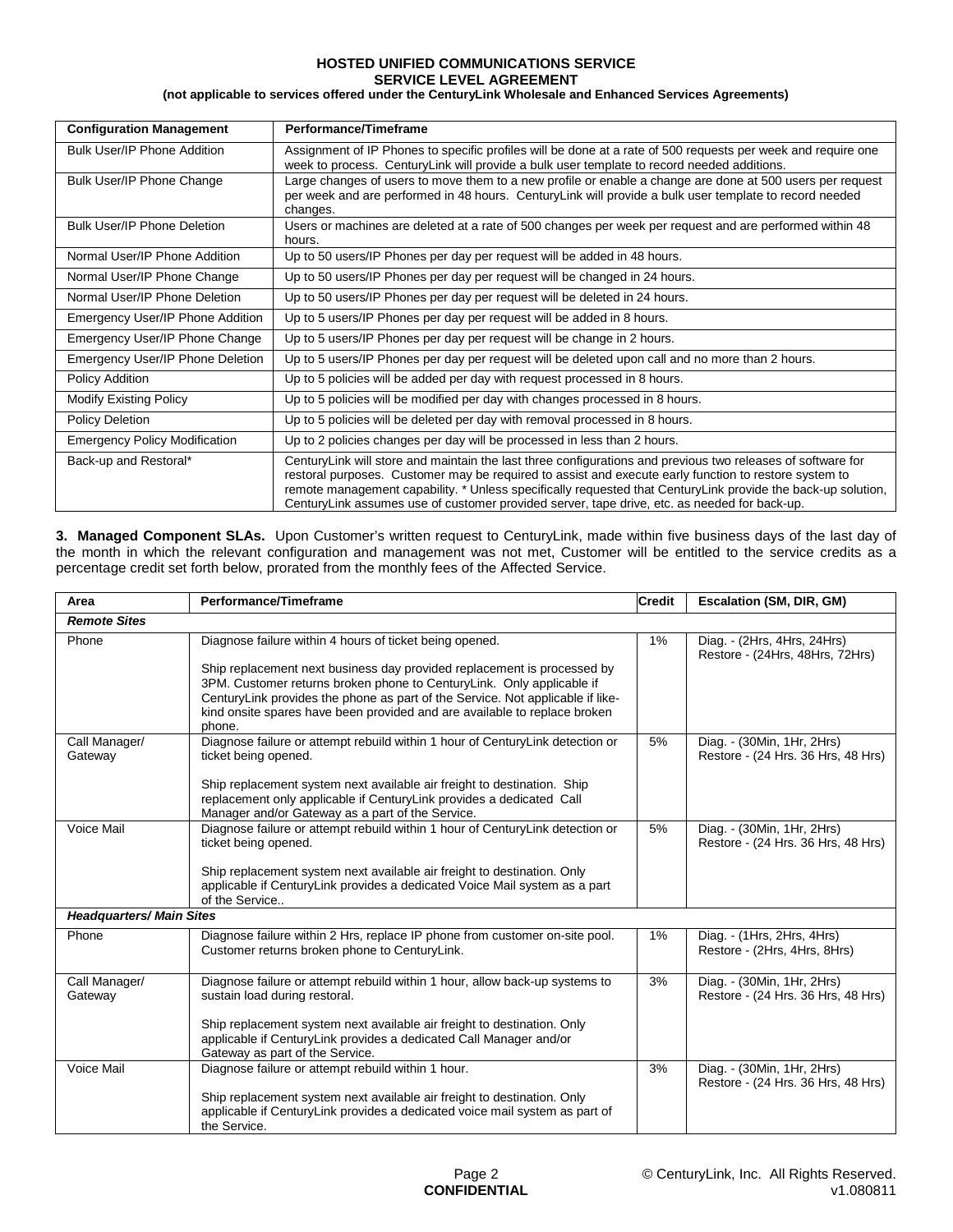**HOSTED UNIFIED COMMUNICATIONS SERVICE**
**SERVICE LEVEL AGREEMENT**
**(not applicable to services offered under the CenturyLink Wholesale and Enhanced Services Agreements)**

| Configuration Management | Performance/Timeframe |
|---|---|
| Bulk User/IP Phone Addition | Assignment of IP Phones to specific profiles will be done at a rate of 500 requests per week and require one week to process. CenturyLink will provide a bulk user template to record needed additions. |
| Bulk User/IP Phone Change | Large changes of users to move them to a new profile or enable a change are done at 500 users per request per week and are performed in 48 hours. CenturyLink will provide a bulk user template to record needed changes. |
| Bulk User/IP Phone Deletion | Users or machines are deleted at a rate of 500 changes per week per request and are performed within 48 hours. |
| Normal User/IP Phone Addition | Up to 50 users/IP Phones per day per request will be added in 48 hours. |
| Normal User/IP Phone Change | Up to 50 users/IP Phones per day per request will be changed in 24 hours. |
| Normal User/IP Phone Deletion | Up to 50 users/IP Phones per day per request will be deleted in 24 hours. |
| Emergency User/IP Phone Addition | Up to 5 users/IP Phones per day per request will be added in 8 hours. |
| Emergency User/IP Phone Change | Up to 5 users/IP Phones per day per request will be change in 2 hours. |
| Emergency User/IP Phone Deletion | Up to 5 users/IP Phones per day per request will be deleted upon call and no more than 2 hours. |
| Policy Addition | Up to 5 policies will be added per day with request processed in 8 hours. |
| Modify Existing Policy | Up to 5 policies will be modified per day with changes processed in 8 hours. |
| Policy Deletion | Up to 5 policies will be deleted per day with removal processed in 8 hours. |
| Emergency Policy Modification | Up to 2 policies changes per day will be processed in less than 2 hours. |
| Back-up and Restoral* | CenturyLink will store and maintain the last three configurations and previous two releases of software for restoral purposes. Customer may be required to assist and execute early function to restore system to remote management capability. * Unless specifically requested that CenturyLink provide the back-up solution, CenturyLink assumes use of customer provided server, tape drive, etc. as needed for back-up. |

**3. Managed Component SLAs.** Upon Customer's written request to CenturyLink, made within five business days of the last day of the month in which the relevant configuration and management was not met, Customer will be entitled to the service credits as a percentage credit set forth below, prorated from the monthly fees of the Affected Service.

| Area | Performance/Timeframe | Credit | Escalation (SM, DIR, GM) |
|---|---|---|---|
| ***Remote Sites*** | | | |
| Phone | Diagnose failure within 4 hours of ticket being opened.<br><br>Ship replacement next business day provided replacement is processed by 3PM. Customer returns broken phone to CenturyLink. Only applicable if CenturyLink provides the phone as part of the Service. Not applicable if like-kind onsite spares have been provided and are available to replace broken phone. | 1% | Diag. - (2Hrs, 4Hrs, 24Hrs)<br>Restore - (24Hrs, 48Hrs, 72Hrs) |
| Call Manager/ Gateway | Diagnose failure or attempt rebuild within 1 hour of CenturyLink detection or ticket being opened.<br><br>Ship replacement system next available air freight to destination. Ship replacement only applicable if CenturyLink provides a dedicated Call Manager and/or Gateway as a part of the Service. | 5% | Diag. - (30Min, 1Hr, 2Hrs)<br>Restore - (24 Hrs. 36 Hrs, 48 Hrs) |
| Voice Mail | Diagnose failure or attempt rebuild within 1 hour of CenturyLink detection or ticket being opened.<br><br>Ship replacement system next available air freight to destination. Only applicable if CenturyLink provides a dedicated Voice Mail system as a part of the Service.. | 5% | Diag. - (30Min, 1Hr, 2Hrs)<br>Restore - (24 Hrs. 36 Hrs, 48 Hrs) |
| ***Headquarters/ Main Sites*** | | | |
| Phone | Diagnose failure within 2 Hrs, replace IP phone from customer on-site pool. Customer returns broken phone to CenturyLink. | 1% | Diag. - (1Hrs, 2Hrs, 4Hrs)<br>Restore - (2Hrs, 4Hrs, 8Hrs) |
| Call Manager/ Gateway | Diagnose failure or attempt rebuild within 1 hour, allow back-up systems to sustain load during restoral.<br><br>Ship replacement system next available air freight to destination. Only applicable if CenturyLink provides a dedicated Call Manager and/or Gateway as part of the Service. | 3% | Diag. - (30Min, 1Hr, 2Hrs)<br>Restore - (24 Hrs. 36 Hrs, 48 Hrs) |
| Voice Mail | Diagnose failure or attempt rebuild within 1 hour.<br><br>Ship replacement system next available air freight to destination. Only applicable if CenturyLink provides a dedicated voice mail system as part of the Service. | 3% | Diag. - (30Min, 1Hr, 2Hrs)<br>Restore - (24 Hrs. 36 Hrs, 48 Hrs) |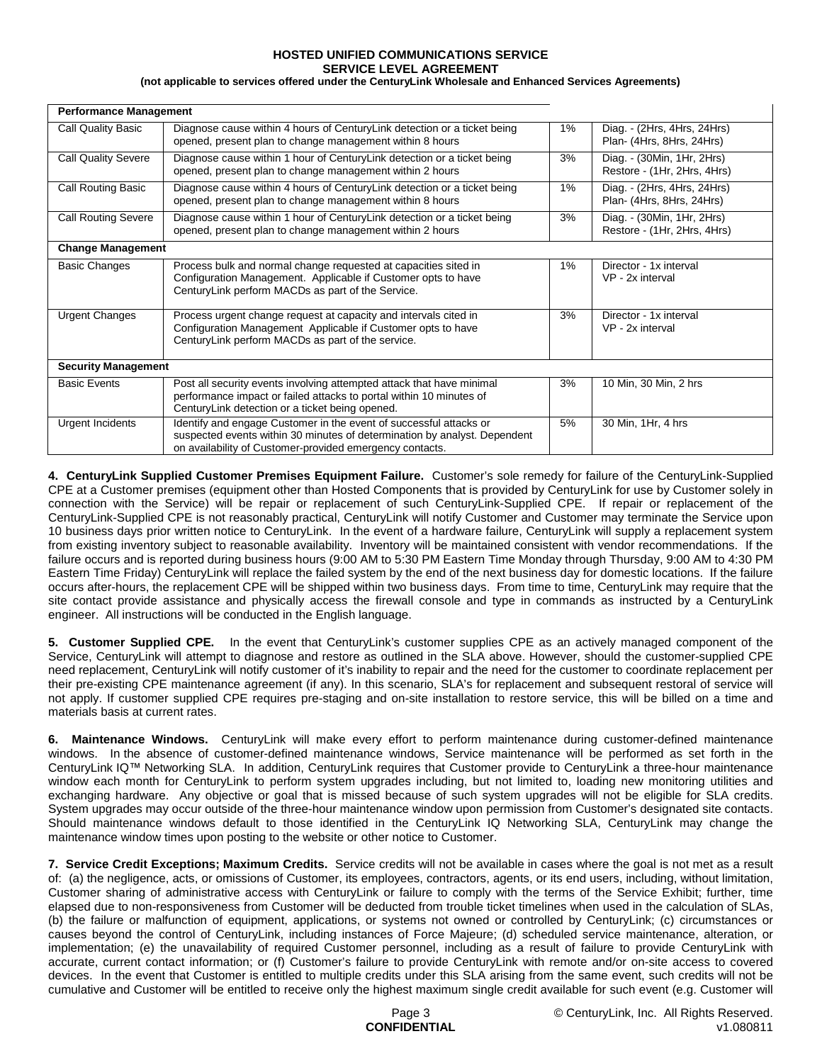| Performance Management | | | |
|---|---|---|---|
| Call Quality Basic | Diagnose cause within 4 hours of CenturyLink detection or a ticket being opened, present plan to change management within 8 hours | 1% | Diag. - (2Hrs, 4Hrs, 24Hrs) Plan- (4Hrs, 8Hrs, 24Hrs) |
| Call Quality Severe | Diagnose cause within 1 hour of CenturyLink detection or a ticket being opened, present plan to change management within 2 hours | 3% | Diag. - (30Min, 1Hr, 2Hrs) Restore - (1Hr, 2Hrs, 4Hrs) |
| Call Routing Basic | Diagnose cause within 4 hours of CenturyLink detection or a ticket being opened, present plan to change management within 8 hours | 1% | Diag. - (2Hrs, 4Hrs, 24Hrs) Plan- (4Hrs, 8Hrs, 24Hrs) |
| Call Routing Severe | Diagnose cause within 1 hour of CenturyLink detection or a ticket being opened, present plan to change management within 2 hours | 3% | Diag. - (30Min, 1Hr, 2Hrs) Restore - (1Hr, 2Hrs, 4Hrs) |
| **Change Management** | | | |
| Basic Changes | Process bulk and normal change requested at capacities sited in Configuration Management. Applicable if Customer opts to have CenturyLink perform MACDs as part of the Service. | 1% | Director - 1x interval VP - 2x interval |
| Urgent Changes | Process urgent change request at capacity and intervals cited in Configuration Management Applicable if Customer opts to have CenturyLink perform MACDs as part of the service. | 3% | Director - 1x interval VP - 2x interval |
| **Security Management** | | | |
| Basic Events | Post all security events involving attempted attack that have minimal performance impact or failed attacks to portal within 10 minutes of CenturyLink detection or a ticket being opened. | 3% | 10 Min, 30 Min, 2 hrs |
| Urgent Incidents | Identify and engage Customer in the event of successful attacks or suspected events within 30 minutes of determination by analyst. Dependent on availability of Customer-provided emergency contacts. | 5% | 30 Min, 1Hr, 4 hrs |

**4. CenturyLink Supplied Customer Premises Equipment Failure.** Customer's sole remedy for failure of the CenturyLink-Supplied CPE at a Customer premises (equipment other than Hosted Components that is provided by CenturyLink for use by Customer solely in connection with the Service) will be repair or replacement of such CenturyLink-Supplied CPE. If repair or replacement of the CenturyLink-Supplied CPE is not reasonably practical, CenturyLink will notify Customer and Customer may terminate the Service upon 10 business days prior written notice to CenturyLink. In the event of a hardware failure, CenturyLink will supply a replacement system from existing inventory subject to reasonable availability. Inventory will be maintained consistent with vendor recommendations. If the failure occurs and is reported during business hours (9:00 AM to 5:30 PM Eastern Time Monday through Thursday, 9:00 AM to 4:30 PM Eastern Time Friday) CenturyLink will replace the failed system by the end of the next business day for domestic locations. If the failure occurs after-hours, the replacement CPE will be shipped within two business days. From time to time, CenturyLink may require that the site contact provide assistance and physically access the firewall console and type in commands as instructed by a CenturyLink engineer. All instructions will be conducted in the English language.

**5. Customer Supplied CPE.** In the event that CenturyLink's customer supplies CPE as an actively managed component of the Service, CenturyLink will attempt to diagnose and restore as outlined in the SLA above. However, should the customer-supplied CPE need replacement, CenturyLink will notify customer of it's inability to repair and the need for the customer to coordinate replacement per their pre-existing CPE maintenance agreement (if any). In this scenario, SLA's for replacement and subsequent restoral of service will not apply. If customer supplied CPE requires pre-staging and on-site installation to restore service, this will be billed on a time and materials basis at current rates.

**6. Maintenance Windows.** CenturyLink will make every effort to perform maintenance during customer-defined maintenance windows. In the absence of customer-defined maintenance windows, Service maintenance will be performed as set forth in the CenturyLink IQ™ Networking SLA. In addition, CenturyLink requires that Customer provide to CenturyLink a three-hour maintenance window each month for CenturyLink to perform system upgrades including, but not limited to, loading new monitoring utilities and exchanging hardware. Any objective or goal that is missed because of such system upgrades will not be eligible for SLA credits. System upgrades may occur outside of the three-hour maintenance window upon permission from Customer's designated site contacts. Should maintenance windows default to those identified in the CenturyLink IQ Networking SLA, CenturyLink may change the maintenance window times upon posting to the website or other notice to Customer.

**7. Service Credit Exceptions; Maximum Credits.** Service credits will not be available in cases where the goal is not met as a result of: (a) the negligence, acts, or omissions of Customer, its employees, contractors, agents, or its end users, including, without limitation, Customer sharing of administrative access with CenturyLink or failure to comply with the terms of the Service Exhibit; further, time elapsed due to non-responsiveness from Customer will be deducted from trouble ticket timelines when used in the calculation of SLAs, (b) the failure or malfunction of equipment, applications, or systems not owned or controlled by CenturyLink; (c) circumstances or causes beyond the control of CenturyLink, including instances of Force Majeure; (d) scheduled service maintenance, alteration, or implementation; (e) the unavailability of required Customer personnel, including as a result of failure to provide CenturyLink with accurate, current contact information; or (f) Customer's failure to provide CenturyLink with remote and/or on-site access to covered devices. In the event that Customer is entitled to multiple credits under this SLA arising from the same event, such credits will not be cumulative and Customer will be entitled to receive only the highest maximum single credit available for such event (e.g. Customer will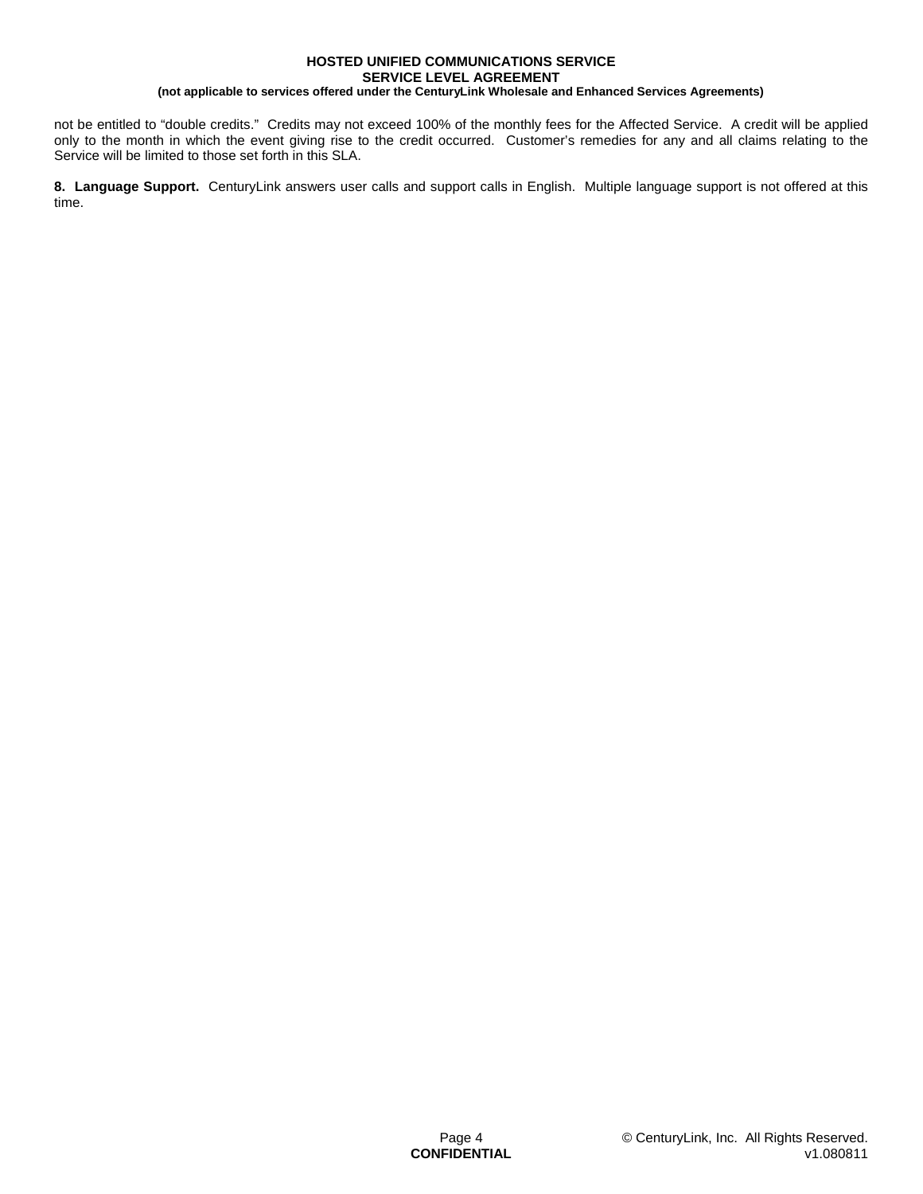not be entitled to "double credits." Credits may not exceed 100% of the monthly fees for the Affected Service. A credit will be applied only to the month in which the event giving rise to the credit occurred. Customer's remedies for any and all claims relating to the Service will be limited to those set forth in this SLA.

**8. Language Support.** CenturyLink answers user calls and support calls in English. Multiple language support is not offered at this time.